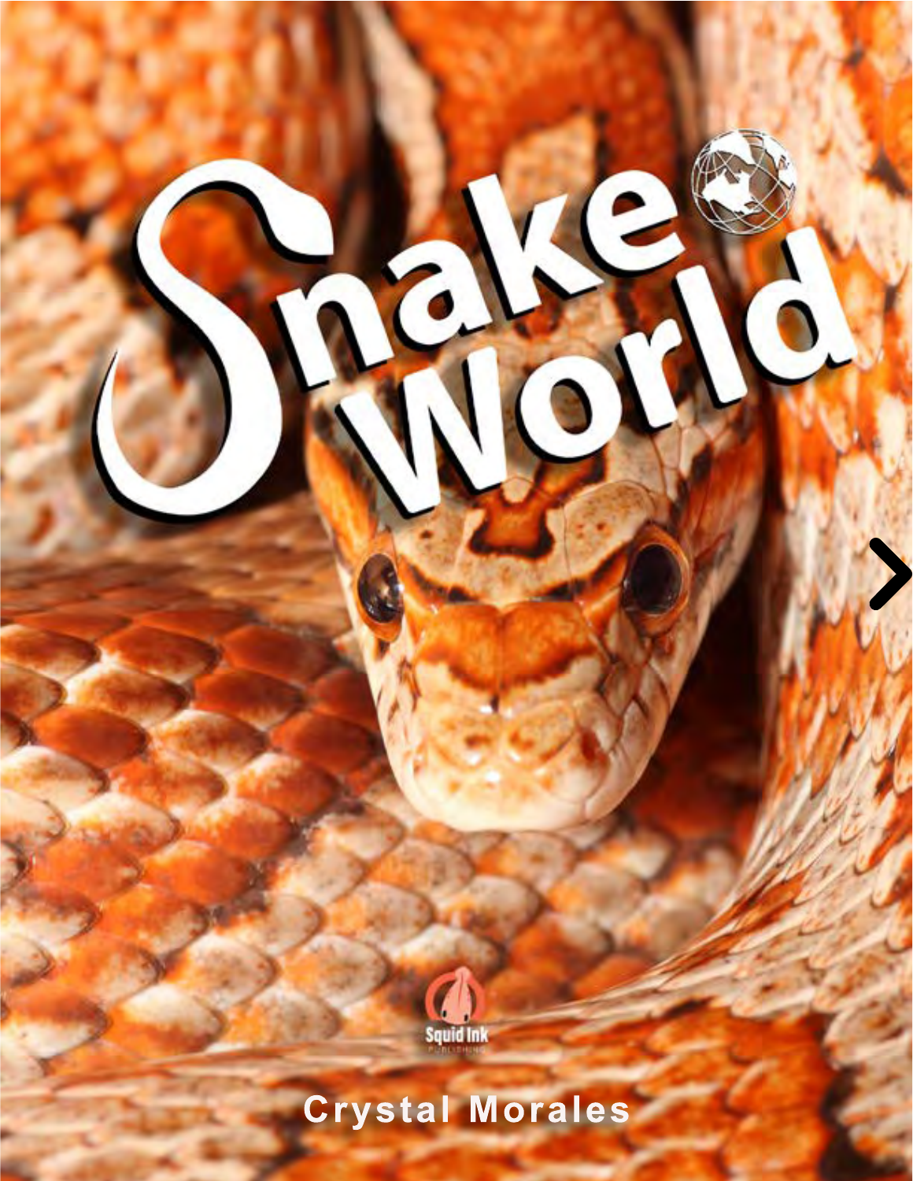# Snake World

Squid Ink Publishing

Crystal Morales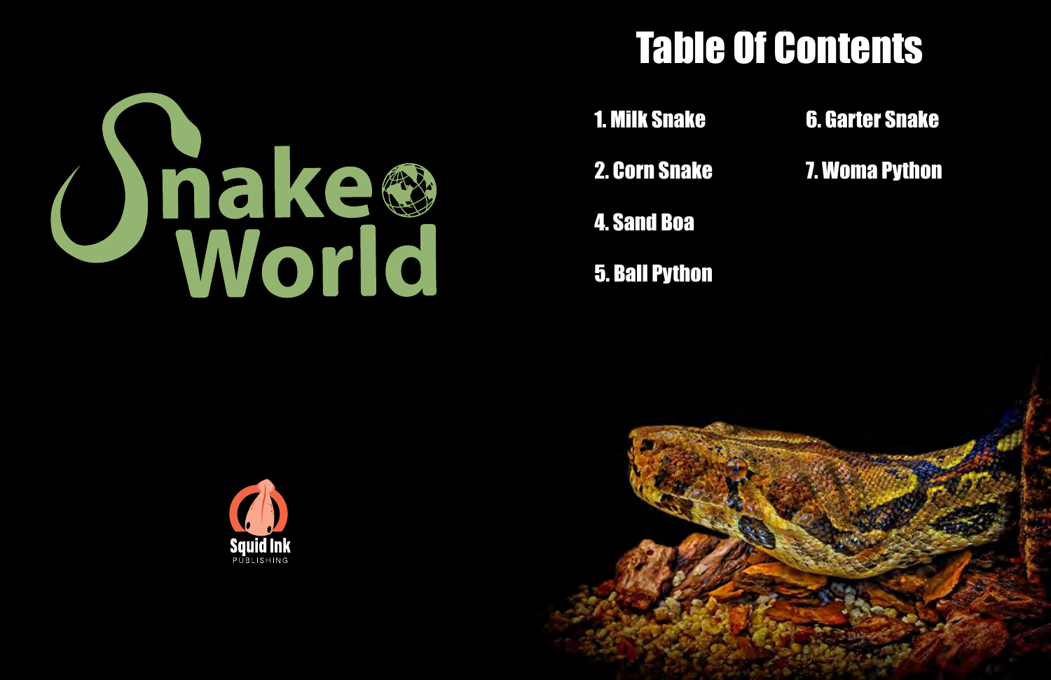Snake World

Squid Ink
PUBLISHING

# Table Of Contents

1. Milk Snake
2. Corn Snake
4. Sand Boa
5. Ball Python
6. Garter Snake
7. Woma Python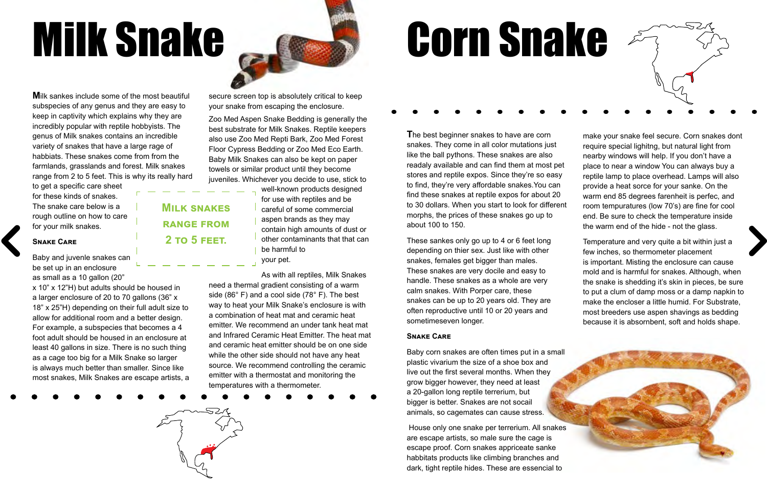# Milk Snake

Milk sankes include some of the most beautiful subspecies of any genus and they are easy to keep in captivity which explains why they are incredibly popular with reptile hobbyists. The genus of Milk snakes contains an incredible variety of snakes that have a large rage of habbiats. These snakes come from from the farmlands, grasslands and forest. Milk snakes range from 2 to 5 feet. This is why its really hard to get a specific care sheet for these kinds of snakes. The snake care below is a rough outline on how to care for your milk snakes.

> **Milk snakes range from 2 to 5 feet.**

### Snake Care

Baby and juvenle snakes can be set up in an enclosure as small as a 10 gallon (20" x 10" x 12"H) but adults should be housed in a larger enclosure of 20 to 70 gallons (36" x 18" x 25"H) depending on their full adult size to allow for additional room and a better design. For example, a subspecies that becomes a 4 foot adult should be housed in an enclosure at least 40 gallons in size. There is no such thing as a cage too big for a Milk Snake so larger is always much better than smaller. Since like most snakes, Milk Snakes are escape artists, a secure screen top is absolutely critical to keep your snake from escaping the enclosure.

Zoo Med Aspen Snake Bedding is generally the best substrate for Milk Snakes. Reptile keepers also use Zoo Med Repti Bark, Zoo Med Forest Floor Cypress Bedding or Zoo Med Eco Earth. Baby Milk Snakes can also be kept on paper towels or similar product until they become juveniles. Whichever you decide to use, stick to well-known products designed for use with reptiles and be careful of some commercial aspen brands as they may contain high amounts of dust or other contaminants that that can be harmful to your pet.

As with all reptiles, Milk Snakes need a thermal gradient consisting of a warm side (86° F) and a cool side (78° F). The best way to heat your Milk Snake's enclosure is with a combination of heat mat and ceramic heat emitter. We recommend an under tank heat mat and Infrared Ceramic Heat Emitter. The heat mat and ceramic heat emitter should be on one side while the other side should not have any heat source. We recommend controlling the ceramic emitter with a thermostat and monitoring the temperatures with a thermometer.

# Corn Snake

The best beginner snakes to have are corn snakes. They come in all color mutations just like the ball pythons. These snakes are also readaly available and can find them at most pet stores and reptile expos. Since they're so easy to find, they're very affordable snakes.You can find these snakes at reptile expos for about 20 to 30 dollars. When you start to look for different morphs, the prices of these snakes go up to about 100 to 150.

These sankes only go up to 4 or 6 feet long depending on thier sex. Just like with other snakes, females get bigger than males. These snakes are very docile and easy to handle. These snakes as a whole are very calm snakes. With Porper care, these snakes can be up to 20 years old. They are often reproductive until 10 or 20 years and sometimeseven longer.

### Snake Care

Baby corn snakes are often times put in a small plastic vivarium the size of a shoe box and live out the first several months. When they grow bigger however, they need at least a 20-gallon long reptile terrerium, but bigger is better. Snakes are not socail animals, so cagemates can cause stress.

House only one snake per terrerium. All snakes are escape artists, so male sure the cage is escape proof. Corn snakes appriceate sanke habbitats products like climbing branches and dark, tight reptile hides. These are essencial to make your snake feel secure. Corn snakes dont require special lighitng, but natural light from nearby windows will help. If you don't have a place to near a window You can always buy a reptile lamp to place overhead. Lamps will also provide a heat sorce for your sanke. On the warm end 85 degrees farenheit is perfec, and room tempuratures (low 70's) are fine for cool end. Be sure to check the temperature inside the warm end of the hide - not the glass.

Temperature and very quite a bit within just a few inches, so thermometer placement is important. Misting the enclosure can cause mold and is harmful for snakes. Although, when the snake is shedding it's skin in pieces, be sure to put a clum of damp moss or a damp napkin to make the encloser a little humid. For Substrate, most breeders use aspen shavings as bedding because it is absornbent, soft and holds shape.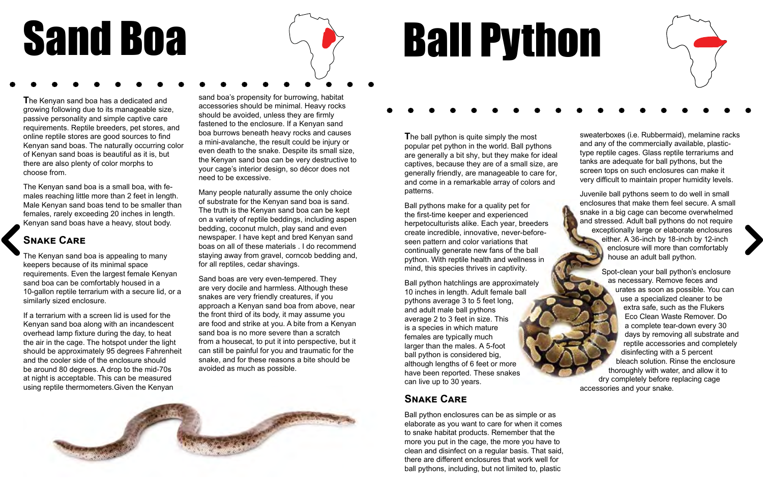# Sand Boa

The Kenyan sand boa has a dedicated and growing following due to its manageable size, passive personality and simple captive care requirements. Reptile breeders, pet stores, and online reptile stores are good sources to find Kenyan sand boas. The naturally occurring color of Kenyan sand boas is beautiful as it is, but there are also plenty of color morphs to choose from.

The Kenyan sand boa is a small boa, with females reaching little more than 2 feet in length. Male Kenyan sand boas tend to be smaller than females, rarely exceeding 20 inches in length. Kenyan sand boas have a heavy, stout body.

## Snake Care

The Kenyan sand boa is appealing to many keepers because of its minimal space requirements. Even the largest female Kenyan sand boa can be comfortably housed in a 10-gallon reptile terrarium with a secure lid, or a similarly sized enclosure.

If a terrarium with a screen lid is used for the Kenyan sand boa along with an incandescent overhead lamp fixture during the day, to heat the air in the cage. The hotspot under the light should be approximately 95 degrees Fahrenheit and the cooler side of the enclosure should be around 80 degrees. A drop to the mid-70s at night is acceptable. This can be measured using reptile thermometers.Given the Kenyan sand boa's propensity for burrowing, habitat accessories should be minimal. Heavy rocks should be avoided, unless they are firmly fastened to the enclosure. If a Kenyan sand boa burrows beneath heavy rocks and causes a mini-avalanche, the result could be injury or even death to the snake. Despite its small size, the Kenyan sand boa can be very destructive to your cage's interior design, so décor does not need to be excessive.

Many people naturally assume the only choice of substrate for the Kenyan sand boa is sand. The truth is the Kenyan sand boa can be kept on a variety of reptile beddings, including aspen bedding, coconut mulch, play sand and even newspaper. I have kept and bred Kenyan sand boas on all of these materials . I do recommend staying away from gravel, corncob bedding and, for all reptiles, cedar shavings.

Sand boas are very even-tempered. They are very docile and harmless. Although these snakes are very friendly creatures, if you approach a Kenyan sand boa from above, near the front third of its body, it may assume you are food and strike at you. A bite from a Kenyan sand boa is no more severe than a scratch from a housecat, to put it into perspective, but it can still be painful for you and traumatic for the snake, and for these reasons a bite should be avoided as much as possible.

# Ball Python

The ball python is quite simply the most popular pet python in the world. Ball pythons are generally a bit shy, but they make for ideal captives, because they are of a small size, are generally friendly, are manageable to care for, and come in a remarkable array of colors and patterns.

Ball pythons make for a quality pet for the first-time keeper and experienced herpetoculturists alike. Each year, breeders create incredible, innovative, never-before-seen pattern and color variations that continually generate new fans of the ball python. With reptile health and wellness in mind, this species thrives in captivity.

Ball python hatchlings are approximately 10 inches in length. Adult female ball pythons average 3 to 5 feet long, and adult male ball pythons average 2 to 3 feet in size. This is a species in which mature females are typically much larger than the males. A 5-foot ball python is considered big, although lengths of 6 feet or more have been reported. These snakes can live up to 30 years.

## Snake Care

Ball python enclosures can be as simple or as elaborate as you want to care for when it comes to snake habitat products. Remember that the more you put in the cage, the more you have to clean and disinfect on a regular basis. That said, there are different enclosures that work well for ball pythons, including, but not limited to, plastic sweaterboxes (i.e. Rubbermaid), melamine racks and any of the commercially available, plastic-type reptile cages. Glass reptile terrariums and tanks are adequate for ball pythons, but the screen tops on such enclosures can make it very difficult to maintain proper humidity levels.

Juvenile ball pythons seem to do well in small enclosures that make them feel secure. A small snake in a big cage can become overwhelmed and stressed. Adult ball pythons do not require exceptionally large or elaborate enclosures either. A 36-inch by 18-inch by 12-inch enclosure will more than comfortably house an adult ball python.

Spot-clean your ball python's enclosure as necessary. Remove feces and urates as soon as possible. You can use a specialized cleaner to be extra safe, such as the Flukers Eco Clean Waste Remover. Do a complete tear-down every 30 days by removing all substrate and reptile accessories and completely disinfecting with a 5 percent bleach solution. Rinse the enclosure thoroughly with water, and allow it to dry completely before replacing cage accessories and your snake.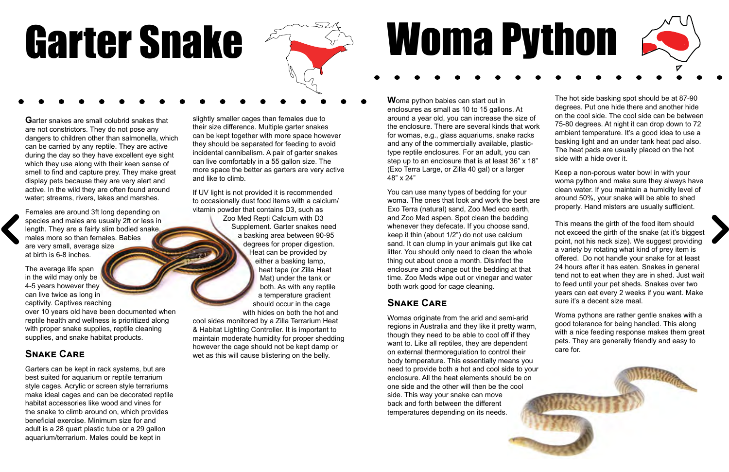# Garter Snake

Garter snakes are small colubrid snakes that are not constrictors. They do not pose any dangers to children other than salmonella, which can be carried by any reptile. They are active during the day so they have excellent eye sight which they use along with their keen sense of smell to find and capture prey. They make great display pets because they are very alert and active. In the wild they are often found around water; streams, rivers, lakes and marshes.

Females are around 3ft long depending on species and males are usually 2ft or less in length. They are a fairly slim bodied snake, males more so than females. Babies are very small, average size at birth is 6-8 inches.

The average life span in the wild may only be 4-5 years however they can live twice as long in captivity. Captives reaching over 10 years old have been documented when reptile health and wellness is prioritized along with proper snake supplies, reptile cleaning supplies, and snake habitat products.

## Snake Care

Garters can be kept in rack systems, but are best suited for aquarium or reptile terrarium style cages. Acrylic or screen style terrariums make ideal cages and can be decorated reptile habitat accessories like wood and vines for the snake to climb around on, which provides beneficial exercise. Minimum size for and adult is a 28 quart plastic tube or a 29 gallon aquarium/terrarium. Males could be kept in slightly smaller cages than females due to their size difference. Multiple garter snakes can be kept together with more space however they should be separated for feeding to avoid incidental cannibalism. A pair of garter snakes can live comfortably in a 55 gallon size. The more space the better as garters are very active and like to climb.

If UV light is not provided it is recommended to occasionally dust food items with a calcium/vitamin powder that contains D3, such as Zoo Med Repti Calcium with D3 Supplement. Garter snakes need a basking area between 90-95 degrees for proper digestion. Heat can be provided by either a basking lamp, heat tape (or Zilla Heat Mat) under the tank or both. As with any reptile a temperature gradient should occur in the cage with hides on both the hot and cool sides monitored by a Zilla Terrarium Heat & Habitat Lighting Controller. It is important to maintain moderate humidity for proper shedding however the cage should not be kept damp or wet as this will cause blistering on the belly.

# Woma Python

Woma python babies can start out in enclosures as small as 10 to 15 gallons. At around a year old, you can increase the size of the enclosure. There are several kinds that work for womas, e.g., glass aquariums, snake racks and any of the commercially available, plastic-type reptile enclosures. For an adult, you can step up to an enclosure that is at least 36" x 18" (Exo Terra Large, or Zilla 40 gal) or a larger 48" x 24"

You can use many types of bedding for your woma. The ones that look and work the best are Exo Terra (natural) sand, Zoo Med eco earth, and Zoo Med aspen. Spot clean the bedding whenever they defecate. If you choose sand, keep it thin (about 1/2") do not use calcium sand. It can clump in your animals gut like cat litter. You should only need to clean the whole thing out about once a month. Disinfect the enclosure and change out the bedding at that time. Zoo Meds wipe out or vinegar and water both work good for cage cleaning.

## Snake Care

Womas originate from the arid and semi-arid regions in Australia and they like it pretty warm, though they need to be able to cool off if they want to. Like all reptiles, they are dependent on external thermoregulation to control their body temperature. This essentially means you need to provide both a hot and cool side to your enclosure. All the heat elements should be on one side and the other will then be the cool side. This way your snake can move back and forth between the different temperatures depending on its needs.

The hot side basking spot should be at 87-90 degrees. Put one hide there and another hide on the cool side. The cool side can be between 75-80 degrees. At night it can drop down to 72 ambient temperature. It's a good idea to use a basking light and an under tank heat pad also. The heat pads are usually placed on the hot side with a hide over it.

Keep a non-porous water bowl in with your woma python and make sure they always have clean water. If you maintain a humidity level of around 50%, your snake will be able to shed properly. Hand misters are usually sufficient.

This means the girth of the food item should not exceed the girth of the snake (at it's biggest point, not his neck size). We suggest providing a variety by rotating what kind of prey item is offered. Do not handle your snake for at least 24 hours after it has eaten. Snakes in general tend not to eat when they are in shed. Just wait to feed until your pet sheds. Snakes over two years can eat every 2 weeks if you want. Make sure it's a decent size meal.

Woma pythons are rather gentle snakes with a good tolerance for being handled. This along with a nice feeding response makes them great pets. They are generally friendly and easy to care for.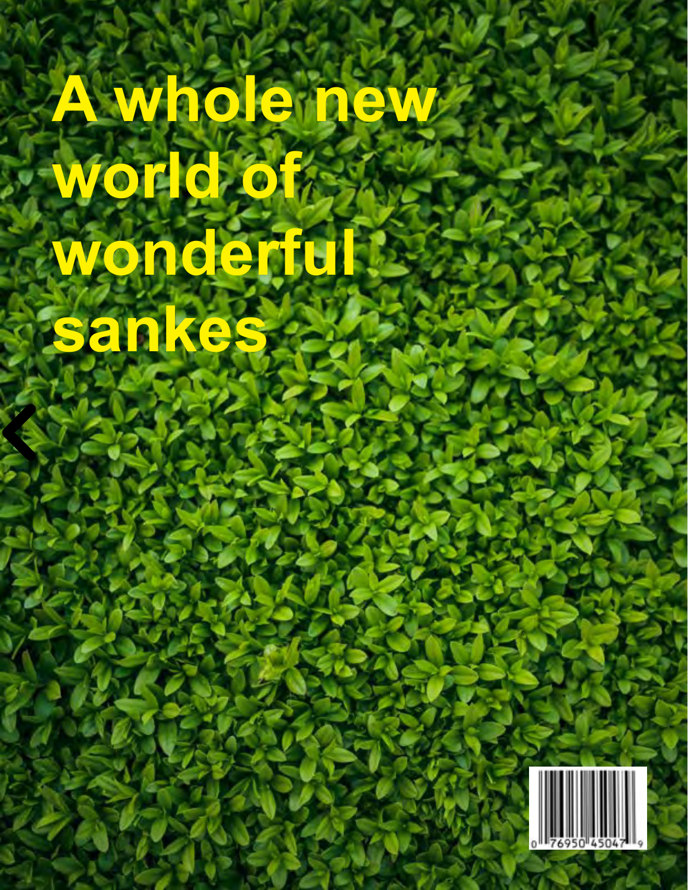# A whole new world of wonderful sankes

0 76950 45047 9